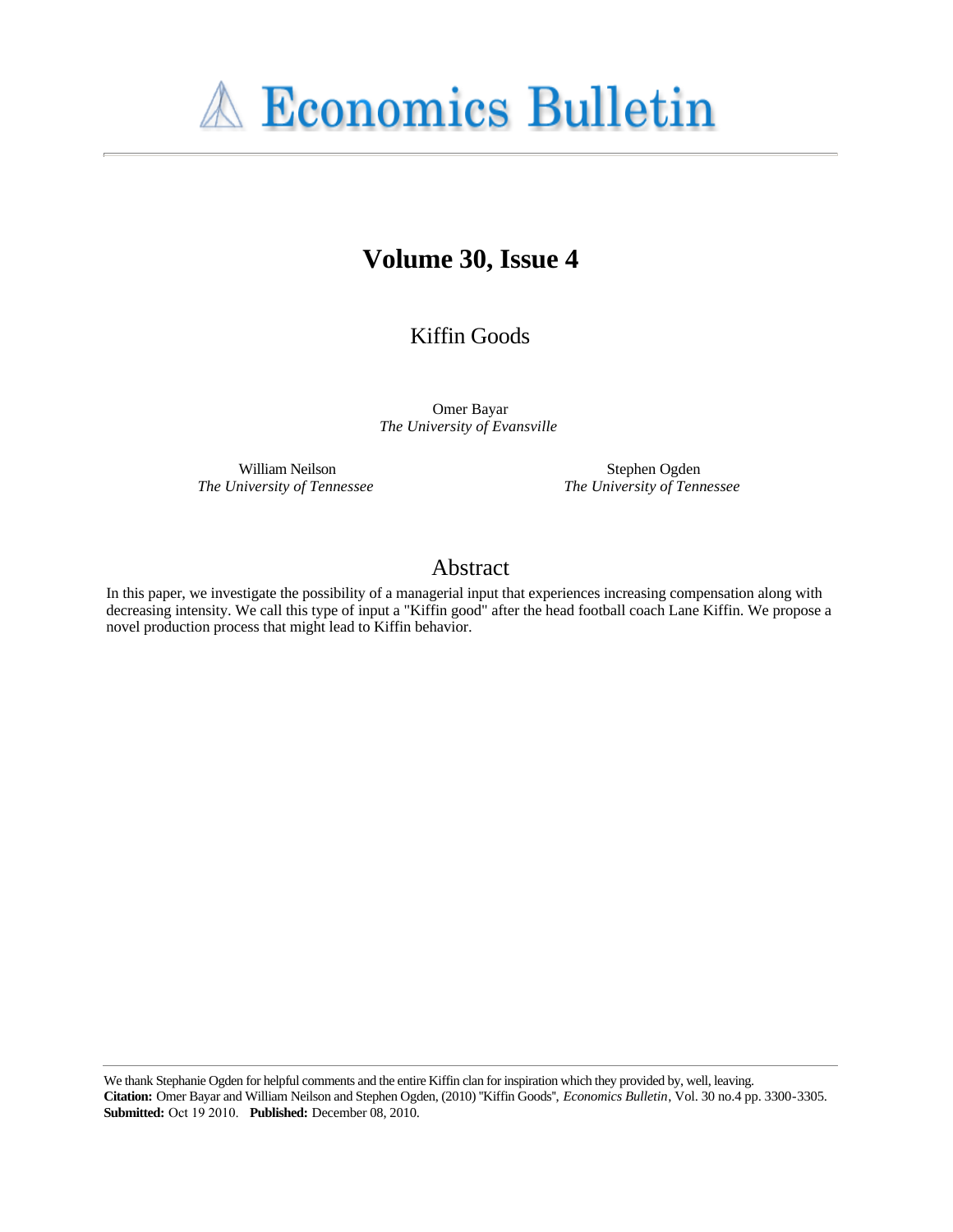# Economics Bulletin

## Volume 30, Issue 4

### Kiffin Goods

Omer Bayar
*The University of Evansville*

William Neilson
*The University of Tennessee*

Stephen Ogden
*The University of Tennessee*

### Abstract

In this paper, we investigate the possibility of a managerial input that experiences increasing compensation along with decreasing intensity. We call this type of input a "Kiffin good" after the head football coach Lane Kiffin. We propose a novel production process that might lead to Kiffin behavior.

We thank Stephanie Ogden for helpful comments and the entire Kiffin clan for inspiration which they provided by, well, leaving.
**Citation:** Omer Bayar and William Neilson and Stephen Ogden, (2010) ''Kiffin Goods'', *Economics Bulletin*, Vol. 30 no.4 pp. 3300-3305.
**Submitted:** Oct 19 2010. **Published:** December 08, 2010.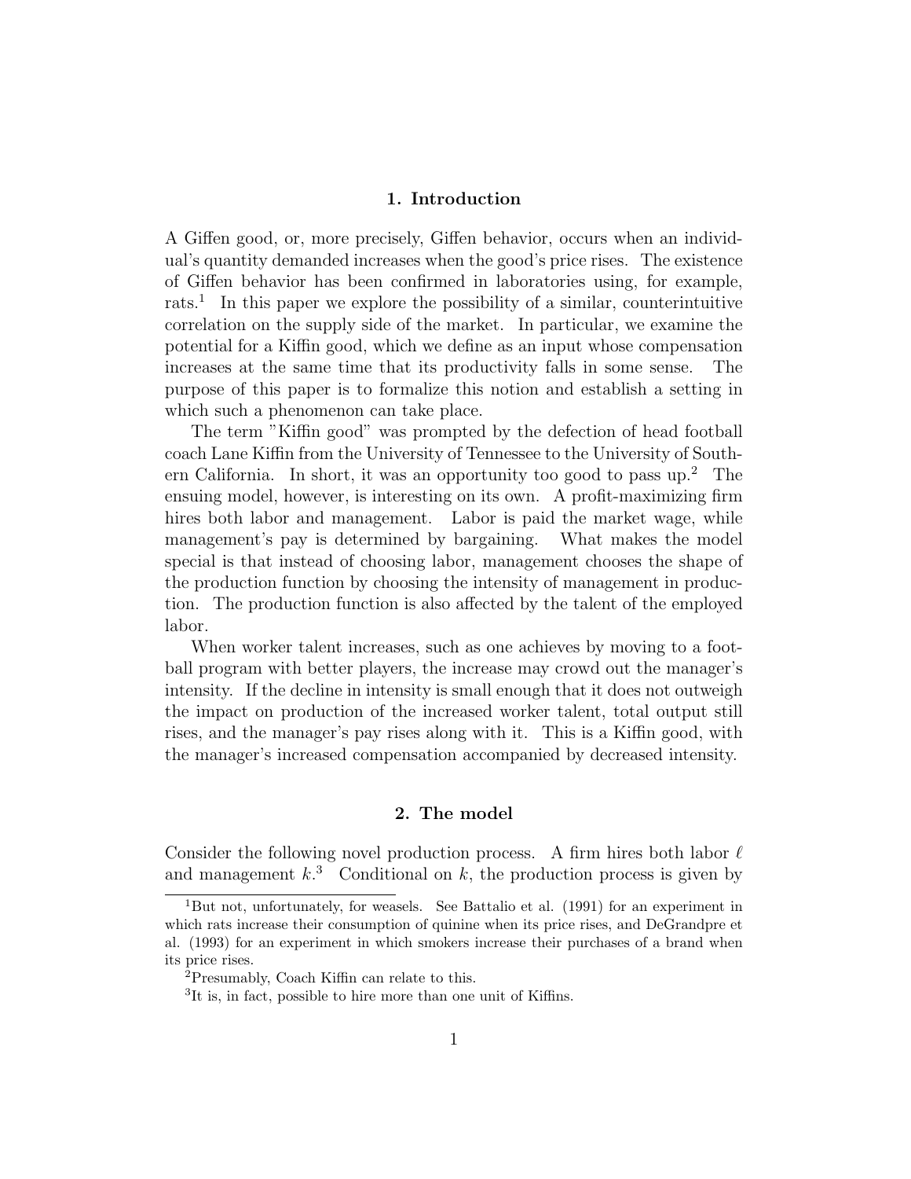## 1. Introduction

A Giffen good, or, more precisely, Giffen behavior, occurs when an individual's quantity demanded increases when the good's price rises. The existence of Giffen behavior has been confirmed in laboratories using, for example, rats.[1] In this paper we explore the possibility of a similar, counterintuitive correlation on the supply side of the market. In particular, we examine the potential for a Kiffin good, which we define as an input whose compensation increases at the same time that its productivity falls in some sense. The purpose of this paper is to formalize this notion and establish a setting in which such a phenomenon can take place.

The term "Kiffin good" was prompted by the defection of head football coach Lane Kiffin from the University of Tennessee to the University of Southern California. In short, it was an opportunity too good to pass up.[2] The ensuing model, however, is interesting on its own. A profit-maximizing firm hires both labor and management. Labor is paid the market wage, while management's pay is determined by bargaining. What makes the model special is that instead of choosing labor, management chooses the shape of the production function by choosing the intensity of management in production. The production function is also affected by the talent of the employed labor.

When worker talent increases, such as one achieves by moving to a football program with better players, the increase may crowd out the manager's intensity. If the decline in intensity is small enough that it does not outweigh the impact on production of the increased worker talent, total output still rises, and the manager's pay rises along with it. This is a Kiffin good, with the manager's increased compensation accompanied by decreased intensity.

## 2. The model

Consider the following novel production process. A firm hires both labor $\ell$ and management $k$.[3] Conditional on $k$, the production process is given by

[1] But not, unfortunately, for weasels. See Battalio et al. (1991) for an experiment in which rats increase their consumption of quinine when its price rises, and DeGrandpre et al. (1993) for an experiment in which smokers increase their purchases of a brand when its price rises.

[2] Presumably, Coach Kiffin can relate to this.

[3] It is, in fact, possible to hire more than one unit of Kiffins.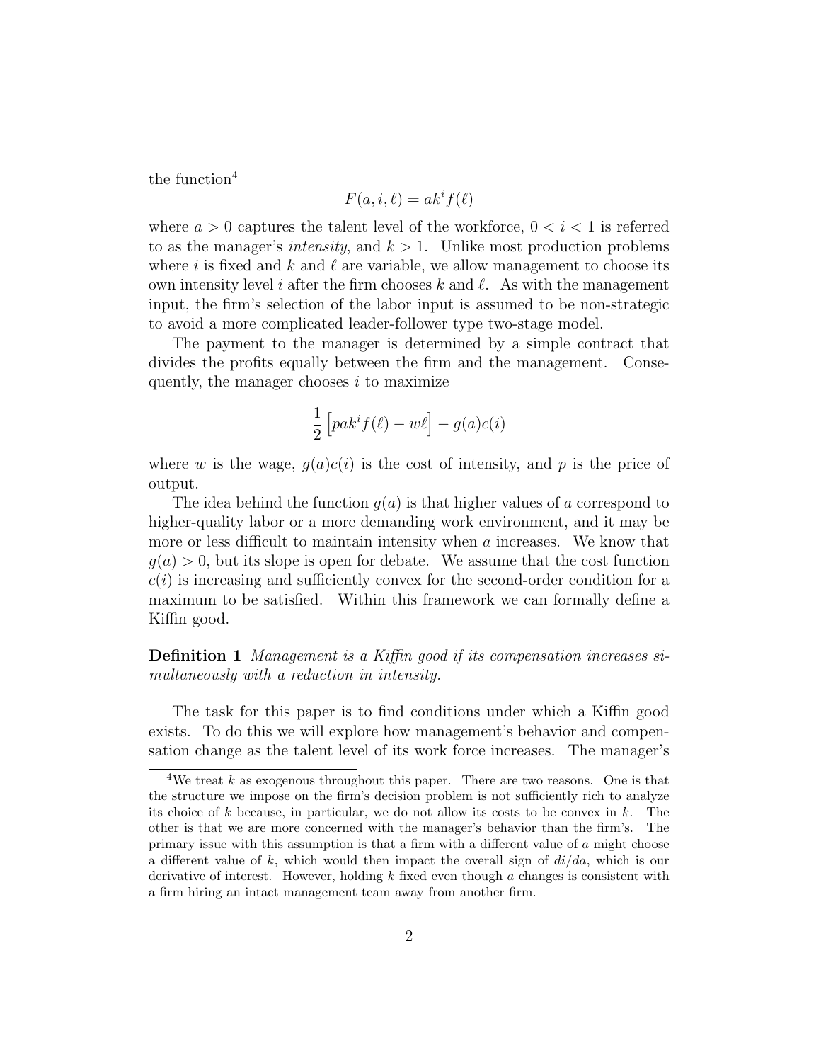the function[4]

$$F(a, i, \ell) = ak^i f(\ell)$$

where $a > 0$ captures the talent level of the workforce, $0 < i < 1$ is referred to as the manager's *intensity*, and $k > 1$. Unlike most production problems where $i$ is fixed and $k$ and $\ell$ are variable, we allow management to choose its own intensity level $i$ after the firm chooses $k$ and $\ell$. As with the management input, the firm's selection of the labor input is assumed to be non-strategic to avoid a more complicated leader-follower type two-stage model.

The payment to the manager is determined by a simple contract that divides the profits equally between the firm and the management. Consequently, the manager chooses $i$ to maximize

$$\frac{1}{2}\left[pak^i f(\ell) - w\ell\right] - g(a)c(i)$$

where $w$ is the wage, $g(a)c(i)$ is the cost of intensity, and $p$ is the price of output.

The idea behind the function $g(a)$ is that higher values of $a$ correspond to higher-quality labor or a more demanding work environment, and it may be more or less difficult to maintain intensity when $a$ increases. We know that $g(a) > 0$, but its slope is open for debate. We assume that the cost function $c(i)$ is increasing and sufficiently convex for the second-order condition for a maximum to be satisfied. Within this framework we can formally define a Kiffin good.

**Definition 1** *Management is a Kiffin good if its compensation increases simultaneously with a reduction in intensity.*

The task for this paper is to find conditions under which a Kiffin good exists. To do this we will explore how management's behavior and compensation change as the talent level of its work force increases. The manager's

[4] We treat $k$ as exogenous throughout this paper. There are two reasons. One is that the structure we impose on the firm's decision problem is not sufficiently rich to analyze its choice of $k$ because, in particular, we do not allow its costs to be convex in $k$. The other is that we are more concerned with the manager's behavior than the firm's. The primary issue with this assumption is that a firm with a different value of $a$ might choose a different value of $k$, which would then impact the overall sign of $di/da$, which is our derivative of interest. However, holding $k$ fixed even though $a$ changes is consistent with a firm hiring an intact management team away from another firm.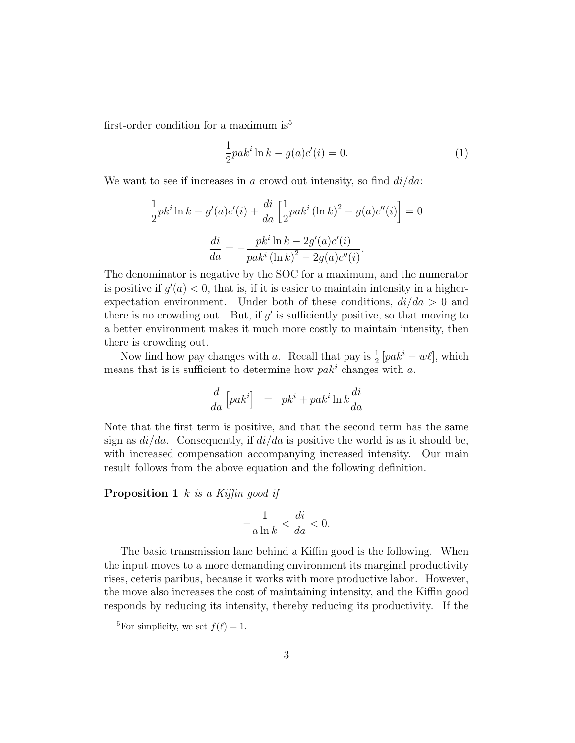first-order condition for a maximum is[5]

$$\frac{1}{2}pak^{i}\ln k - g(a)c'(i) = 0. \tag{1}$$

We want to see if increases in $a$ crowd out intensity, so find $di/da$:

$$\frac{1}{2}pk^{i}\ln k - g'(a)c'(i) + \frac{di}{da}\left[\frac{1}{2}pak^{i}\left(\ln k\right)^{2} - g(a)c''(i)\right] = 0$$

$$\frac{di}{da} = -\frac{pk^{i}\ln k - 2g'(a)c'(i)}{pak^{i}\left(\ln k\right)^{2} - 2g(a)c''(i)}.$$

The denominator is negative by the SOC for a maximum, and the numerator is positive if $g'(a) < 0$, that is, if it is easier to maintain intensity in a higher-expectation environment. Under both of these conditions, $di/da > 0$ and there is no crowding out. But, if $g'$ is sufficiently positive, so that moving to a better environment makes it much more costly to maintain intensity, then there is crowding out.

Now find how pay changes with $a$. Recall that pay is $\frac{1}{2}\left[pak^{i} - w\ell\right]$, which means that is is sufficient to determine how $pak^{i}$ changes with $a$.

$$\frac{d}{da}\left[pak^{i}\right] = pk^{i} + pak^{i}\ln k\frac{di}{da}$$

Note that the first term is positive, and that the second term has the same sign as $di/da$. Consequently, if $di/da$ is positive the world is as it should be, with increased compensation accompanying increased intensity. Our main result follows from the above equation and the following definition.

**Proposition 1** *$k$ is a Kiffin good if*

$$-\frac{1}{a\ln k} < \frac{di}{da} < 0.$$

The basic transmission lane behind a Kiffin good is the following. When the input moves to a more demanding environment its marginal productivity rises, ceteris paribus, because it works with more productive labor. However, the move also increases the cost of maintaining intensity, and the Kiffin good responds by reducing its intensity, thereby reducing its productivity. If the

[5] For simplicity, we set $f(\ell) = 1$.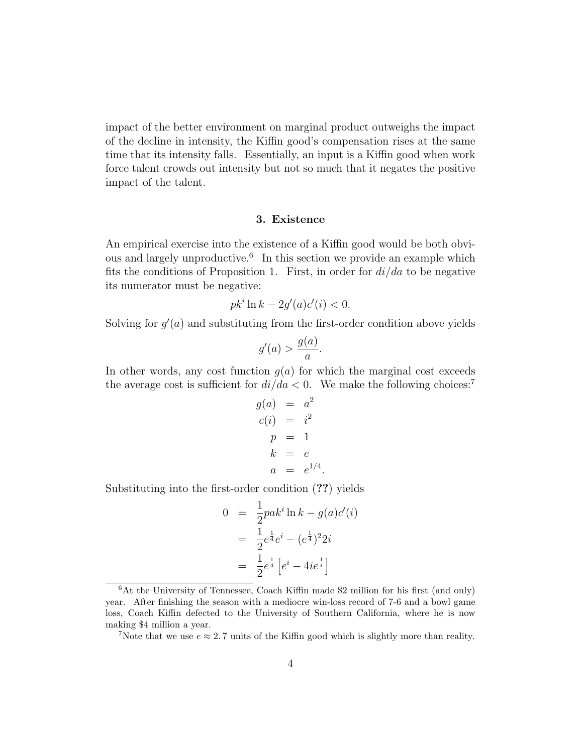impact of the better environment on marginal product outweighs the impact of the decline in intensity, the Kiffin good's compensation rises at the same time that its intensity falls. Essentially, an input is a Kiffin good when work force talent crowds out intensity but not so much that it negates the positive impact of the talent.

## 3. Existence

An empirical exercise into the existence of a Kiffin good would be both obvious and largely unproductive.[6] In this section we provide an example which fits the conditions of Proposition 1. First, in order for $di/da$ to be negative its numerator must be negative:

$$pk^i \ln k - 2g'(a)c'(i) < 0.$$

Solving for $g'(a)$ and substituting from the first-order condition above yields

$$g'(a) > \frac{g(a)}{a}.$$

In other words, any cost function $g(a)$ for which the marginal cost exceeds the average cost is sufficient for $di/da < 0$. We make the following choices:[7]

$$\begin{aligned} g(a) &= a^2 \\ c(i) &= i^2 \\ p &= 1 \\ k &= e \\ a &= e^{1/4}. \end{aligned}$$

Substituting into the first-order condition (**??**) yields

$$\begin{aligned} 0 &= \frac{1}{2}pak^i \ln k - g(a)c'(i) \\ &= \frac{1}{2}e^{\frac{1}{4}}e^i - (e^{\frac{1}{4}})^2 2i \\ &= \frac{1}{2}e^{\frac{1}{4}}\left[e^i - 4ie^{\frac{1}{4}}\right] \end{aligned}$$

---

[6] At the University of Tennessee, Coach Kiffin made $2 million for his first (and only) year. After finishing the season with a mediocre win-loss record of 7-6 and a bowl game loss, Coach Kiffin defected to the University of Southern California, where he is now making $4 million a year.

[7] Note that we use $e \approx 2.7$ units of the Kiffin good which is slightly more than reality.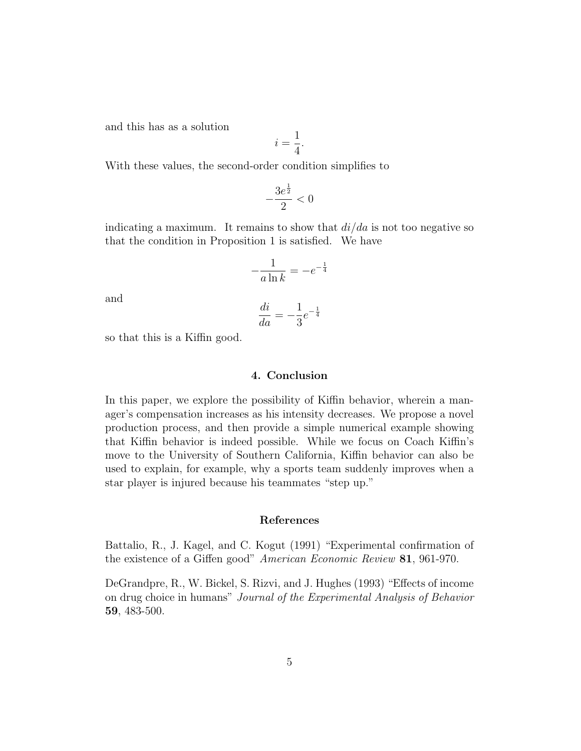and this has as a solution

$$i = \frac{1}{4}.$$

With these values, the second-order condition simplifies to

$$-\frac{3e^{\frac{1}{2}}}{2} < 0$$

indicating a maximum. It remains to show that $di/da$ is not too negative so that the condition in Proposition 1 is satisfied. We have

$$-\frac{1}{a \ln k} = -e^{-\frac{1}{4}}$$

and

$$\frac{di}{da} = -\frac{1}{3}e^{-\frac{1}{4}}$$

so that this is a Kiffin good.

## 4. Conclusion

In this paper, we explore the possibility of Kiffin behavior, wherein a manager's compensation increases as his intensity decreases. We propose a novel production process, and then provide a simple numerical example showing that Kiffin behavior is indeed possible. While we focus on Coach Kiffin's move to the University of Southern California, Kiffin behavior can also be used to explain, for example, why a sports team suddenly improves when a star player is injured because his teammates "step up."

## References

Battalio, R., J. Kagel, and C. Kogut (1991) "Experimental confirmation of the existence of a Giffen good" *American Economic Review* **81**, 961-970.

DeGrandpre, R., W. Bickel, S. Rizvi, and J. Hughes (1993) "Effects of income on drug choice in humans" *Journal of the Experimental Analysis of Behavior* **59**, 483-500.